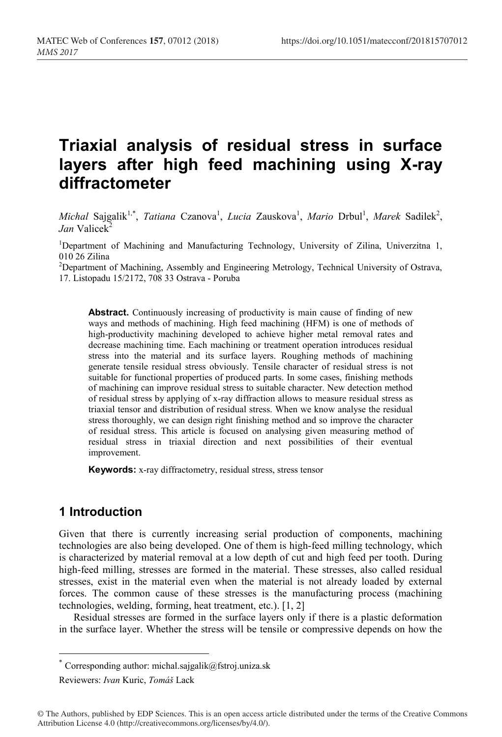# Triaxial analysis of residual stress in surface layers after high feed machining using X-ray diffractometer

*Michal* Sajgalik[1,*], *Tatiana* Czanova[1], *Lucia* Zauskova[1], *Mario* Drbul[1], *Marek* Sadilek[2], *Jan* Valicek[2]

[1]Department of Machining and Manufacturing Technology, University of Zilina, Univerzitna 1, 010 26 Zilina

[2]Department of Machining, Assembly and Engineering Metrology, Technical University of Ostrava, 17. Listopadu 15/2172, 708 33 Ostrava - Poruba

**Abstract.** Continuously increasing of productivity is main cause of finding of new ways and methods of machining. High feed machining (HFM) is one of methods of high-productivity machining developed to achieve higher metal removal rates and decrease machining time. Each machining or treatment operation introduces residual stress into the material and its surface layers. Roughing methods of machining generate tensile residual stress obviously. Tensile character of residual stress is not suitable for functional properties of produced parts. In some cases, finishing methods of machining can improve residual stress to suitable character. New detection method of residual stress by applying of x-ray diffraction allows to measure residual stress as triaxial tensor and distribution of residual stress. When we know analyse the residual stress thoroughly, we can design right finishing method and so improve the character of residual stress. This article is focused on analysing given measuring method of residual stress in triaxial direction and next possibilities of their eventual improvement.

**Keywords:** x-ray diffractometry, residual stress, stress tensor

## 1 Introduction

Given that there is currently increasing serial production of components, machining technologies are also being developed. One of them is high-feed milling technology, which is characterized by material removal at a low depth of cut and high feed per tooth. During high-feed milling, stresses are formed in the material. These stresses, also called residual stresses, exist in the material even when the material is not already loaded by external forces. The common cause of these stresses is the manufacturing process (machining technologies, welding, forming, heat treatment, etc.). [1, 2]

Residual stresses are formed in the surface layers only if there is a plastic deformation in the surface layer. Whether the stress will be tensile or compressive depends on how the

---

* Corresponding author: michal.sajgalik@fstroj.uniza.sk

Reviewers: *Ivan* Kuric, *Tomáš* Lack

© The Authors, published by EDP Sciences. This is an open access article distributed under the terms of the Creative Commons Attribution License 4.0 (http://creativecommons.org/licenses/by/4.0/).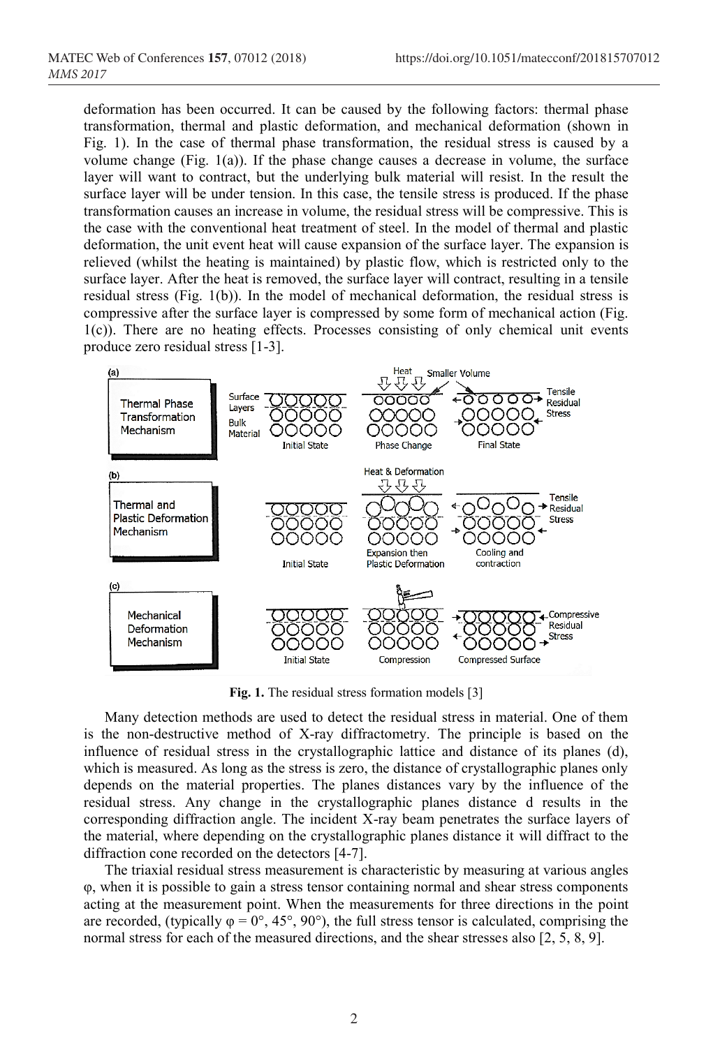deformation has been occurred. It can be caused by the following factors: thermal phase transformation, thermal and plastic deformation, and mechanical deformation (shown in Fig. 1). In the case of thermal phase transformation, the residual stress is caused by a volume change (Fig. 1(a)). If the phase change causes a decrease in volume, the surface layer will want to contract, but the underlying bulk material will resist. In the result the surface layer will be under tension. In this case, the tensile stress is produced. If the phase transformation causes an increase in volume, the residual stress will be compressive. This is the case with the conventional heat treatment of steel. In the model of thermal and plastic deformation, the unit event heat will cause expansion of the surface layer. The expansion is relieved (whilst the heating is maintained) by plastic flow, which is restricted only to the surface layer. After the heat is removed, the surface layer will contract, resulting in a tensile residual stress (Fig. 1(b)). In the model of mechanical deformation, the residual stress is compressive after the surface layer is compressed by some form of mechanical action (Fig. 1(c)). There are no heating effects. Processes consisting of only chemical unit events produce zero residual stress [1-3].

**Fig. 1.** The residual stress formation models [3]

Many detection methods are used to detect the residual stress in material. One of them is the non-destructive method of X-ray diffractometry. The principle is based on the influence of residual stress in the crystallographic lattice and distance of its planes (d), which is measured. As long as the stress is zero, the distance of crystallographic planes only depends on the material properties. The planes distances vary by the influence of the residual stress. Any change in the crystallographic planes distance d results in the corresponding diffraction angle. The incident X-ray beam penetrates the surface layers of the material, where depending on the crystallographic planes distance it will diffract to the diffraction cone recorded on the detectors [4-7].

The triaxial residual stress measurement is characteristic by measuring at various angles $\varphi$, when it is possible to gain a stress tensor containing normal and shear stress components acting at the measurement point. When the measurements for three directions in the point are recorded, (typically $\varphi = 0°, 45°, 90°$), the full stress tensor is calculated, comprising the normal stress for each of the measured directions, and the shear stresses also [2, 5, 8, 9].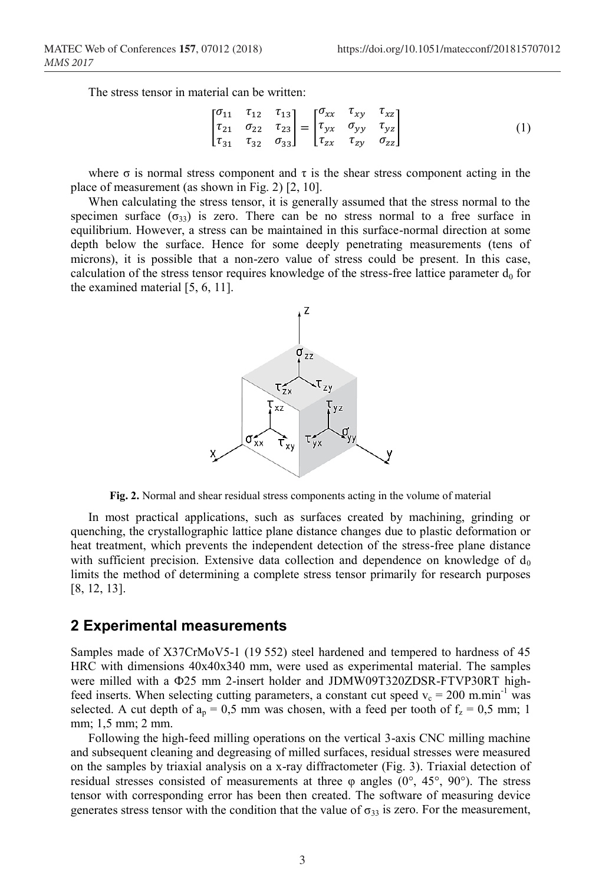The stress tensor in material can be written:

$$\begin{bmatrix} \sigma_{11} & \tau_{12} & \tau_{13} \\ \tau_{21} & \sigma_{22} & \tau_{23} \\ \tau_{31} & \tau_{32} & \sigma_{33} \end{bmatrix} = \begin{bmatrix} \sigma_{xx} & \tau_{xy} & \tau_{xz} \\ \tau_{yx} & \sigma_{yy} & \tau_{yz} \\ \tau_{zx} & \tau_{zy} & \sigma_{zz} \end{bmatrix} \tag{1}$$

where σ is normal stress component and τ is the shear stress component acting in the place of measurement (as shown in Fig. 2) [2, 10].

When calculating the stress tensor, it is generally assumed that the stress normal to the specimen surface ($\sigma_{33}$) is zero. There can be no stress normal to a free surface in equilibrium. However, a stress can be maintained in this surface-normal direction at some depth below the surface. Hence for some deeply penetrating measurements (tens of microns), it is possible that a non-zero value of stress could be present. In this case, calculation of the stress tensor requires knowledge of the stress-free lattice parameter $d_0$ for the examined material [5, 6, 11].

**Fig. 2.** Normal and shear residual stress components acting in the volume of material

In most practical applications, such as surfaces created by machining, grinding or quenching, the crystallographic lattice plane distance changes due to plastic deformation or heat treatment, which prevents the independent detection of the stress-free plane distance with sufficient precision. Extensive data collection and dependence on knowledge of $d_0$ limits the method of determining a complete stress tensor primarily for research purposes [8, 12, 13].

## 2 Experimental measurements

Samples made of X37CrMoV5-1 (19 552) steel hardened and tempered to hardness of 45 HRC with dimensions 40x40x340 mm, were used as experimental material. The samples were milled with a Φ25 mm 2-insert holder and JDMW09T320ZDSR-FTVP30RT high-feed inserts. When selecting cutting parameters, a constant cut speed $v_c = 200$ m.min$^{-1}$ was selected. A cut depth of $a_p = 0{,}5$ mm was chosen, with a feed per tooth of $f_z = 0{,}5$ mm; 1 mm; 1,5 mm; 2 mm.

Following the high-feed milling operations on the vertical 3-axis CNC milling machine and subsequent cleaning and degreasing of milled surfaces, residual stresses were measured on the samples by triaxial analysis on a x-ray diffractometer (Fig. 3). Triaxial detection of residual stresses consisted of measurements at three φ angles (0°, 45°, 90°). The stress tensor with corresponding error has been then created. The software of measuring device generates stress tensor with the condition that the value of $\sigma_{33}$ is zero. For the measurement,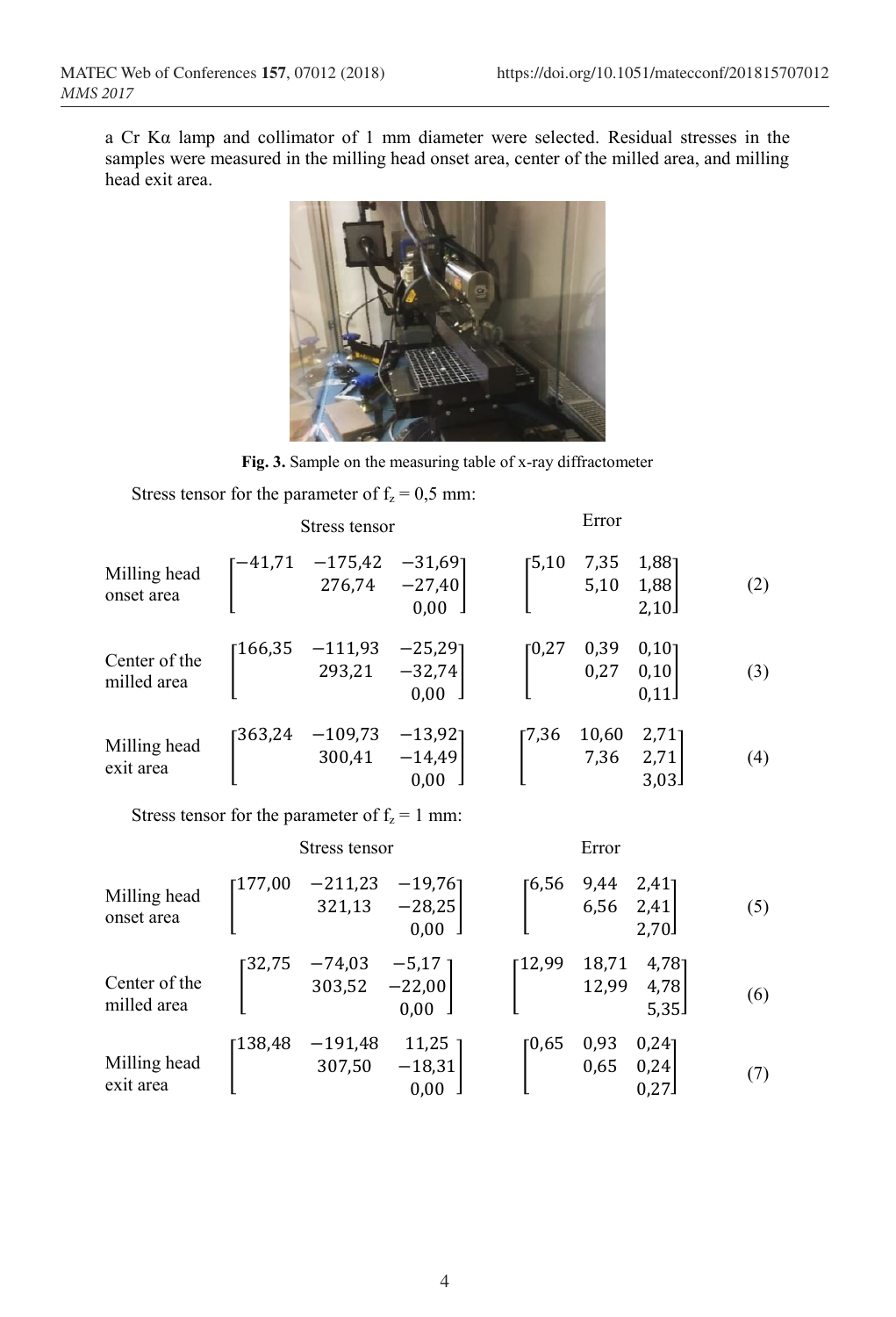a Cr Kα lamp and collimator of 1 mm diameter were selected. Residual stresses in the samples were measured in the milling head onset area, center of the milled area, and milling head exit area.

**Fig. 3.** Sample on the measuring table of x-ray diffractometer

Stress tensor for the parameter of $f_z$ = 0,5 mm:

Milling head onset area:

$$\text{Stress tensor: } \begin{bmatrix} -41{,}71 & -175{,}42 & -31{,}69 \\ & 276{,}74 & -27{,}40 \\ & & 0{,}00 \end{bmatrix} \quad \text{Error: } \begin{bmatrix} 5{,}10 & 7{,}35 & 1{,}88 \\ & 5{,}10 & 1{,}88 \\ & & 2{,}10 \end{bmatrix} \tag{2}$$

Center of the milled area:

$$\text{Stress tensor: } \begin{bmatrix} 166{,}35 & -111{,}93 & -25{,}29 \\ & 293{,}21 & -32{,}74 \\ & & 0{,}00 \end{bmatrix} \quad \text{Error: } \begin{bmatrix} 0{,}27 & 0{,}39 & 0{,}10 \\ & 0{,}27 & 0{,}10 \\ & & 0{,}11 \end{bmatrix} \tag{3}$$

Milling head exit area:

$$\text{Stress tensor: } \begin{bmatrix} 363{,}24 & -109{,}73 & -13{,}92 \\ & 300{,}41 & -14{,}49 \\ & & 0{,}00 \end{bmatrix} \quad \text{Error: } \begin{bmatrix} 7{,}36 & 10{,}60 & 2{,}71 \\ & 7{,}36 & 2{,}71 \\ & & 3{,}03 \end{bmatrix} \tag{4}$$

Stress tensor for the parameter of $f_z$ = 1 mm:

Milling head onset area:

$$\text{Stress tensor: } \begin{bmatrix} 177{,}00 & -211{,}23 & -19{,}76 \\ & 321{,}13 & -28{,}25 \\ & & 0{,}00 \end{bmatrix} \quad \text{Error: } \begin{bmatrix} 6{,}56 & 9{,}44 & 2{,}41 \\ & 6{,}56 & 2{,}41 \\ & & 2{,}70 \end{bmatrix} \tag{5}$$

Center of the milled area:

$$\text{Stress tensor: } \begin{bmatrix} 32{,}75 & -74{,}03 & -5{,}17 \\ & 303{,}52 & -22{,}00 \\ & & 0{,}00 \end{bmatrix} \quad \text{Error: } \begin{bmatrix} 12{,}99 & 18{,}71 & 4{,}78 \\ & 12{,}99 & 4{,}78 \\ & & 5{,}35 \end{bmatrix} \tag{6}$$

Milling head exit area:

$$\text{Stress tensor: } \begin{bmatrix} 138{,}48 & -191{,}48 & 11{,}25 \\ & 307{,}50 & -18{,}31 \\ & & 0{,}00 \end{bmatrix} \quad \text{Error: } \begin{bmatrix} 0{,}65 & 0{,}93 & 0{,}24 \\ & 0{,}65 & 0{,}24 \\ & & 0{,}27 \end{bmatrix} \tag{7}$$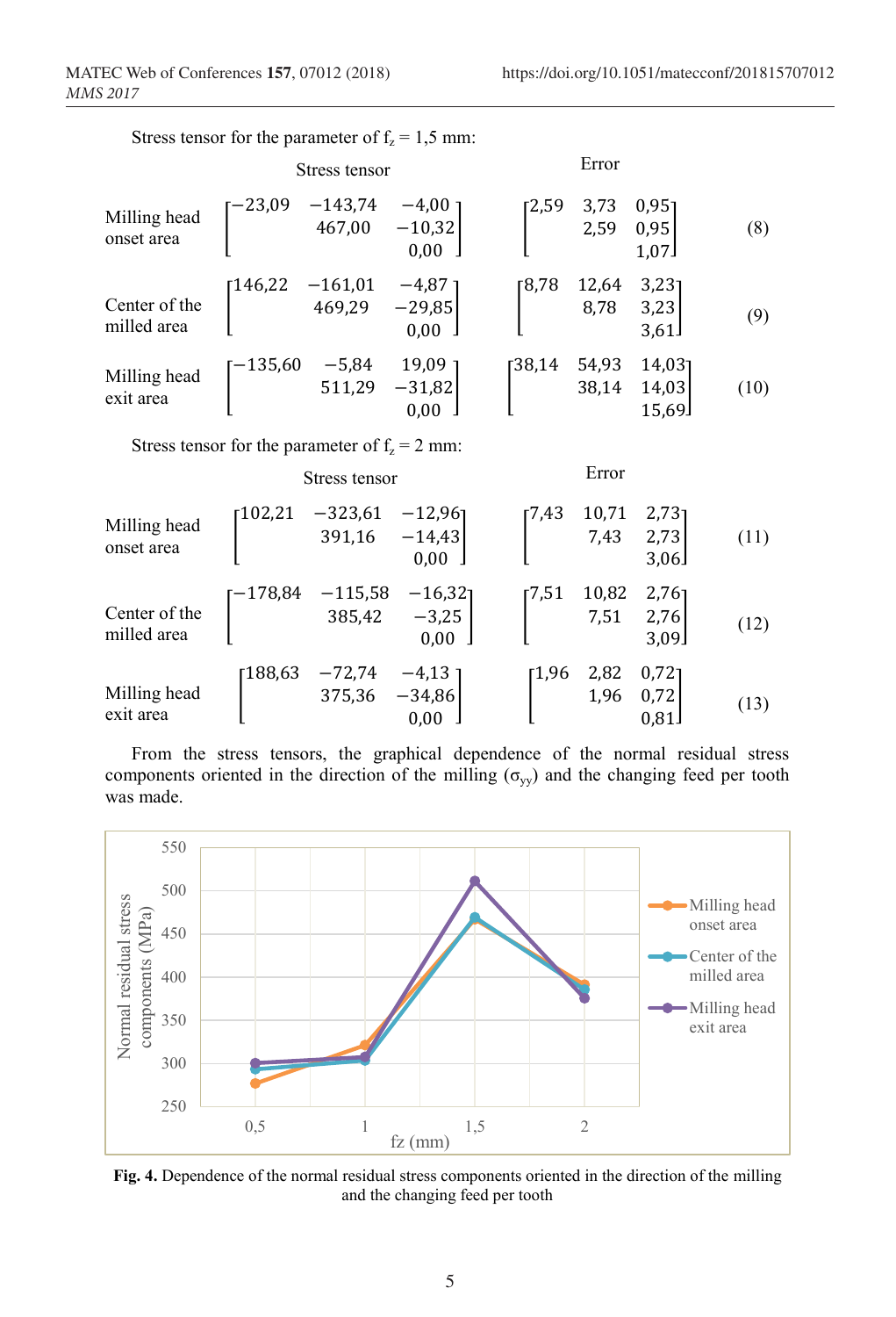Stress tensor for the parameter of $f_z$ = 1,5 mm:

| | Stress tensor | Error | |
|---|---|---|---|
| Milling head onset area | $\begin{bmatrix} -23{,}09 & -143{,}74 & -4{,}00 \\ & 467{,}00 & -10{,}32 \\ & & 0{,}00 \end{bmatrix}$ | $\begin{bmatrix} 2{,}59 & 3{,}73 & 0{,}95 \\ & 2{,}59 & 0{,}95 \\ & & 1{,}07 \end{bmatrix}$ | (8) |
| Center of the milled area | $\begin{bmatrix} 146{,}22 & -161{,}01 & -4{,}87 \\ & 469{,}29 & -29{,}85 \\ & & 0{,}00 \end{bmatrix}$ | $\begin{bmatrix} 8{,}78 & 12{,}64 & 3{,}23 \\ & 8{,}78 & 3{,}23 \\ & & 3{,}61 \end{bmatrix}$ | (9) |
| Milling head exit area | $\begin{bmatrix} -135{,}60 & -5{,}84 & 19{,}09 \\ & 511{,}29 & -31{,}82 \\ & & 0{,}00 \end{bmatrix}$ | $\begin{bmatrix} 38{,}14 & 54{,}93 & 14{,}03 \\ & 38{,}14 & 14{,}03 \\ & & 15{,}69 \end{bmatrix}$ | (10) |

Stress tensor for the parameter of $f_z$ = 2 mm:

| | Stress tensor | Error | |
|---|---|---|---|
| Milling head onset area | $\begin{bmatrix} 102{,}21 & -323{,}61 & -12{,}96 \\ & 391{,}16 & -14{,}43 \\ & & 0{,}00 \end{bmatrix}$ | $\begin{bmatrix} 7{,}43 & 10{,}71 & 2{,}73 \\ & 7{,}43 & 2{,}73 \\ & & 3{,}06 \end{bmatrix}$ | (11) |
| Center of the milled area | $\begin{bmatrix} -178{,}84 & -115{,}58 & -16{,}32 \\ & 385{,}42 & -3{,}25 \\ & & 0{,}00 \end{bmatrix}$ | $\begin{bmatrix} 7{,}51 & 10{,}82 & 2{,}76 \\ & 7{,}51 & 2{,}76 \\ & & 3{,}09 \end{bmatrix}$ | (12) |
| Milling head exit area | $\begin{bmatrix} 188{,}63 & -72{,}74 & -4{,}13 \\ & 375{,}36 & -34{,}86 \\ & & 0{,}00 \end{bmatrix}$ | $\begin{bmatrix} 1{,}96 & 2{,}82 & 0{,}72 \\ & 1{,}96 & 0{,}72 \\ & & 0{,}81 \end{bmatrix}$ | (13) |

From the stress tensors, the graphical dependence of the normal residual stress components oriented in the direction of the milling ($\sigma_{yy}$) and the changing feed per tooth was made.

**Fig. 4.** Dependence of the normal residual stress components oriented in the direction of the milling and the changing feed per tooth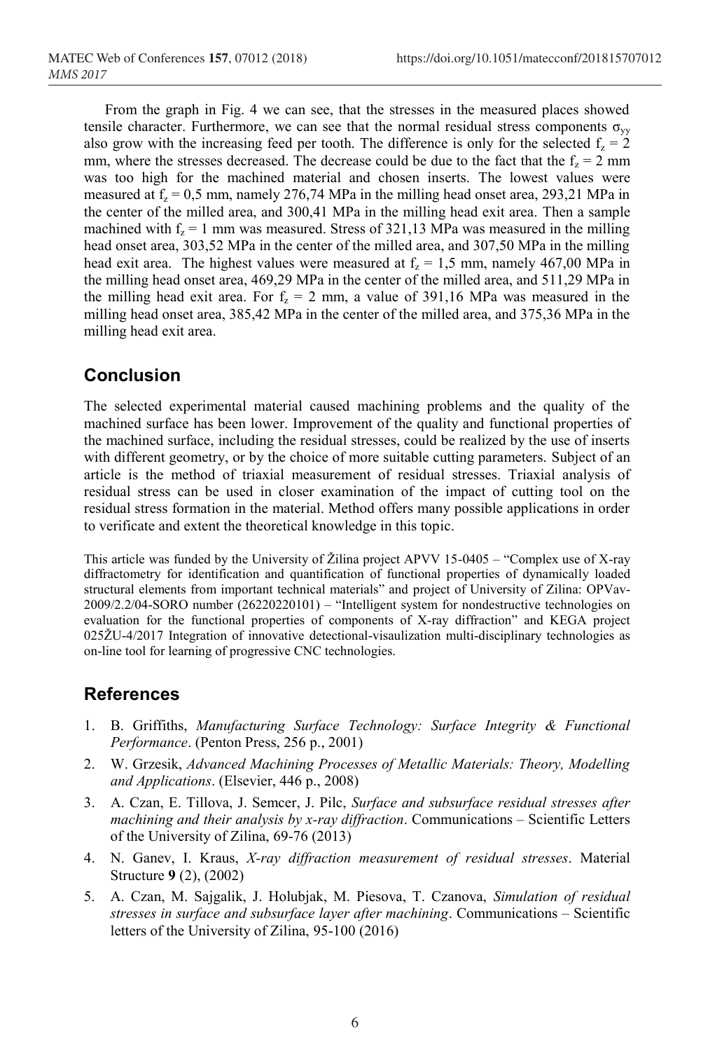From the graph in Fig. 4 we can see, that the stresses in the measured places showed tensile character. Furthermore, we can see that the normal residual stress components $\sigma_{yy}$ also grow with the increasing feed per tooth. The difference is only for the selected $f_z = 2$ mm, where the stresses decreased. The decrease could be due to the fact that the $f_z = 2$ mm was too high for the machined material and chosen inserts. The lowest values were measured at $f_z = 0,5$ mm, namely 276,74 MPa in the milling head onset area, 293,21 MPa in the center of the milled area, and 300,41 MPa in the milling head exit area. Then a sample machined with $f_z = 1$ mm was measured. Stress of 321,13 MPa was measured in the milling head onset area, 303,52 MPa in the center of the milled area, and 307,50 MPa in the milling head exit area. The highest values were measured at $f_z = 1,5$ mm, namely 467,00 MPa in the milling head onset area, 469,29 MPa in the center of the milled area, and 511,29 MPa in the milling head exit area. For $f_z = 2$ mm, a value of 391,16 MPa was measured in the milling head onset area, 385,42 MPa in the center of the milled area, and 375,36 MPa in the milling head exit area.

## Conclusion

The selected experimental material caused machining problems and the quality of the machined surface has been lower. Improvement of the quality and functional properties of the machined surface, including the residual stresses, could be realized by the use of inserts with different geometry, or by the choice of more suitable cutting parameters. Subject of an article is the method of triaxial measurement of residual stresses. Triaxial analysis of residual stress can be used in closer examination of the impact of cutting tool on the residual stress formation in the material. Method offers many possible applications in order to verificate and extent the theoretical knowledge in this topic.

This article was funded by the University of Žilina project APVV 15-0405 – "Complex use of X-ray diffractometry for identification and quantification of functional properties of dynamically loaded structural elements from important technical materials" and project of University of Zilina: OPVav-2009/2.2/04-SORO number (26220220101) – "Intelligent system for nondestructive technologies on evaluation for the functional properties of components of X-ray diffraction" and KEGA project 025ŽU-4/2017 Integration of innovative detectional-visaulization multi-disciplinary technologies as on-line tool for learning of progressive CNC technologies.

## References

1. B. Griffiths, *Manufacturing Surface Technology: Surface Integrity & Functional Performance*. (Penton Press, 256 p., 2001)
2. W. Grzesik, *Advanced Machining Processes of Metallic Materials: Theory, Modelling and Applications*. (Elsevier, 446 p., 2008)
3. A. Czan, E. Tillova, J. Semcer, J. Pilc, *Surface and subsurface residual stresses after machining and their analysis by x-ray diffraction*. Communications – Scientific Letters of the University of Zilina, 69-76 (2013)
4. N. Ganev, I. Kraus, *X-ray diffraction measurement of residual stresses*. Material Structure **9** (2), (2002)
5. A. Czan, M. Sajgalik, J. Holubjak, M. Piesova, T. Czanova, *Simulation of residual stresses in surface and subsurface layer after machining*. Communications – Scientific letters of the University of Zilina, 95-100 (2016)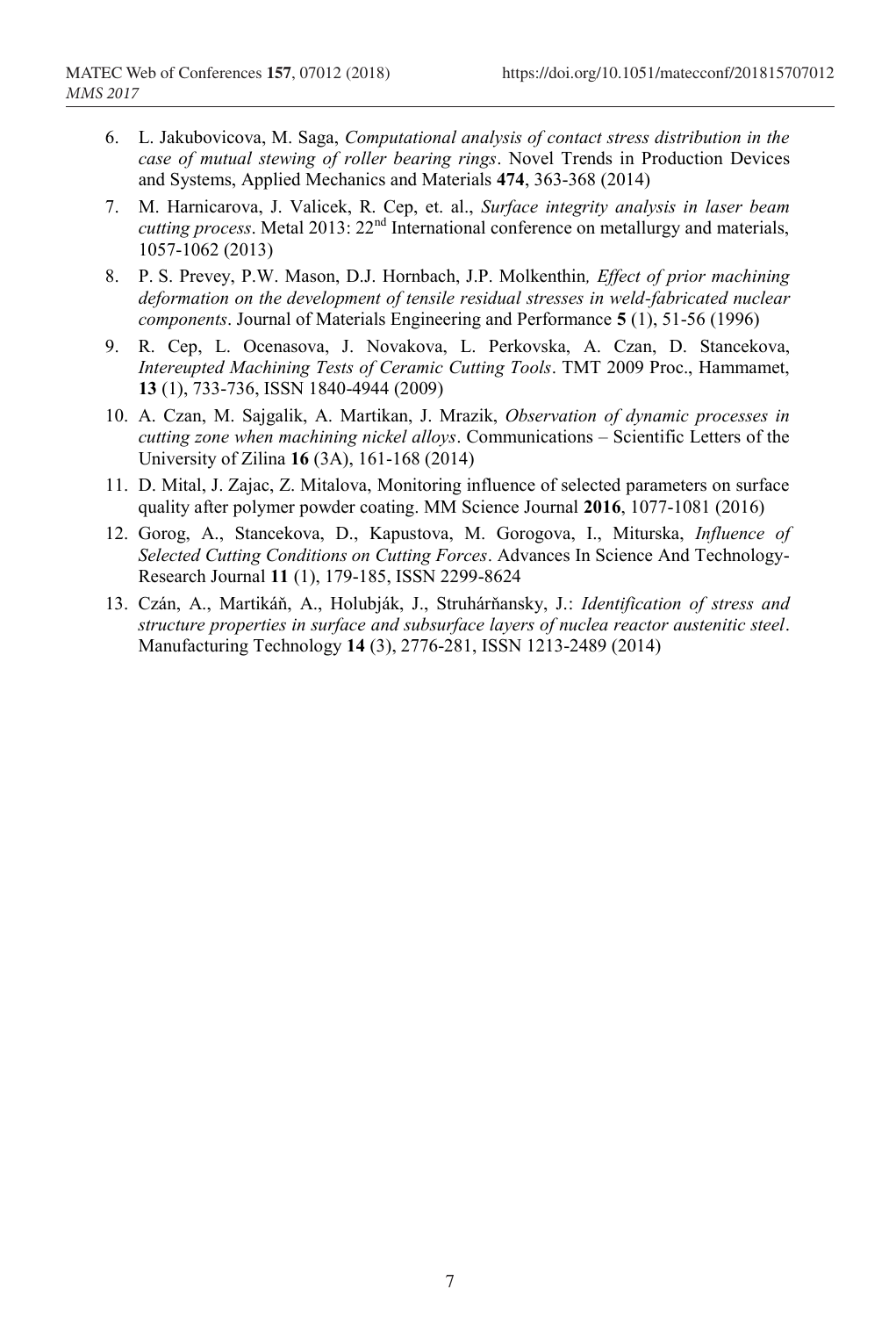6. L. Jakubovicova, M. Saga, *Computational analysis of contact stress distribution in the case of mutual stewing of roller bearing rings*. Novel Trends in Production Devices and Systems, Applied Mechanics and Materials **474**, 363-368 (2014)

7. M. Harnicarova, J. Valicek, R. Cep, et. al., *Surface integrity analysis in laser beam cutting process*. Metal 2013: 22nd International conference on metallurgy and materials, 1057-1062 (2013)

8. P. S. Prevey, P.W. Mason, D.J. Hornbach, J.P. Molkenthin, *Effect of prior machining deformation on the development of tensile residual stresses in weld-fabricated nuclear components*. Journal of Materials Engineering and Performance **5** (1), 51-56 (1996)

9. R. Cep, L. Ocenasova, J. Novakova, L. Perkovska, A. Czan, D. Stancekova, *Intereupted Machining Tests of Ceramic Cutting Tools*. TMT 2009 Proc., Hammamet, **13** (1), 733-736, ISSN 1840-4944 (2009)

10. A. Czan, M. Sajgalik, A. Martikan, J. Mrazik, *Observation of dynamic processes in cutting zone when machining nickel alloys*. Communications – Scientific Letters of the University of Zilina **16** (3A), 161-168 (2014)

11. D. Mital, J. Zajac, Z. Mitalova, Monitoring influence of selected parameters on surface quality after polymer powder coating. MM Science Journal **2016**, 1077-1081 (2016)

12. Gorog, A., Stancekova, D., Kapustova, M. Gorogova, I., Miturska, *Influence of Selected Cutting Conditions on Cutting Forces*. Advances In Science And Technology-Research Journal **11** (1), 179-185, ISSN 2299-8624

13. Czán, A., Martikáň, A., Holubják, J., Struhárňansky, J.: *Identification of stress and structure properties in surface and subsurface layers of nuclea reactor austenitic steel*. Manufacturing Technology **14** (3), 2776-281, ISSN 1213-2489 (2014)